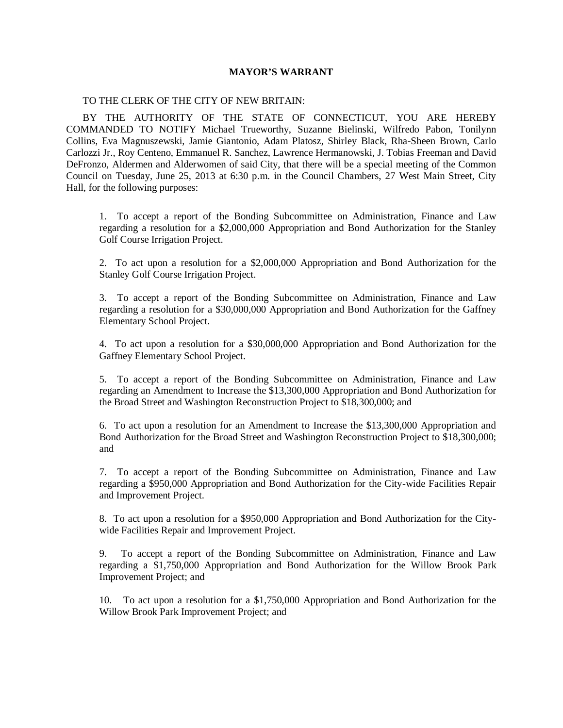# MAYOR'S WARRANT

TO THE CLERK OF THE CITY OF NEW BRITAIN:

BY THE AUTHORITY OF THE STATE OF CONNECTICUT, YOU ARE HEREBY COMMANDED TO NOTIFY Michael Trueworthy, Suzanne Bielinski, Wilfredo Pabon, Tonilynn Collins, Eva Magnuszewski, Jamie Giantonio, Adam Platosz, Shirley Black, Rha-Sheen Brown, Carlo Carlozzi Jr., Roy Centeno, Emmanuel R. Sanchez, Lawrence Hermanowski, J. Tobias Freeman and David DeFronzo, Aldermen and Alderwomen of said City, that there will be a special meeting of the Common Council on Tuesday, June 25, 2013 at 6:30 p.m. in the Council Chambers, 27 West Main Street, City Hall, for the following purposes:

1. To accept a report of the Bonding Subcommittee on Administration, Finance and Law regarding a resolution for a $2,000,000 Appropriation and Bond Authorization for the Stanley Golf Course Irrigation Project.

2. To act upon a resolution for a $2,000,000 Appropriation and Bond Authorization for the Stanley Golf Course Irrigation Project.

3. To accept a report of the Bonding Subcommittee on Administration, Finance and Law regarding a resolution for a $30,000,000 Appropriation and Bond Authorization for the Gaffney Elementary School Project.

4. To act upon a resolution for a $30,000,000 Appropriation and Bond Authorization for the Gaffney Elementary School Project.

5. To accept a report of the Bonding Subcommittee on Administration, Finance and Law regarding an Amendment to Increase the $13,300,000 Appropriation and Bond Authorization for the Broad Street and Washington Reconstruction Project to $18,300,000; and

6. To act upon a resolution for an Amendment to Increase the $13,300,000 Appropriation and Bond Authorization for the Broad Street and Washington Reconstruction Project to $18,300,000; and

7. To accept a report of the Bonding Subcommittee on Administration, Finance and Law regarding a $950,000 Appropriation and Bond Authorization for the City-wide Facilities Repair and Improvement Project.

8. To act upon a resolution for a $950,000 Appropriation and Bond Authorization for the City-wide Facilities Repair and Improvement Project.

9. To accept a report of the Bonding Subcommittee on Administration, Finance and Law regarding a $1,750,000 Appropriation and Bond Authorization for the Willow Brook Park Improvement Project; and

10. To act upon a resolution for a $1,750,000 Appropriation and Bond Authorization for the Willow Brook Park Improvement Project; and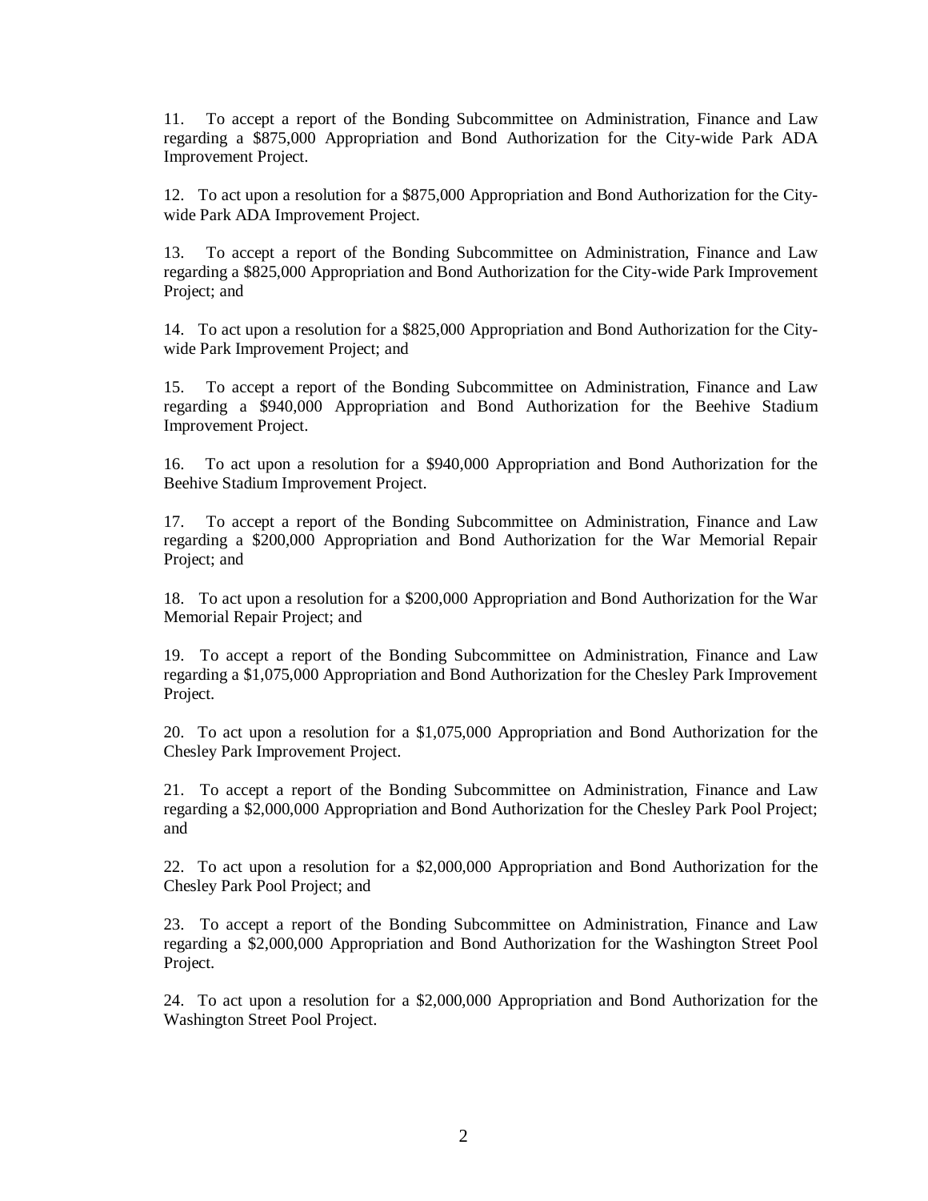11. To accept a report of the Bonding Subcommittee on Administration, Finance and Law regarding a $875,000 Appropriation and Bond Authorization for the City-wide Park ADA Improvement Project.

12. To act upon a resolution for a $875,000 Appropriation and Bond Authorization for the City-wide Park ADA Improvement Project.

13. To accept a report of the Bonding Subcommittee on Administration, Finance and Law regarding a $825,000 Appropriation and Bond Authorization for the City-wide Park Improvement Project; and

14. To act upon a resolution for a $825,000 Appropriation and Bond Authorization for the City-wide Park Improvement Project; and

15. To accept a report of the Bonding Subcommittee on Administration, Finance and Law regarding a $940,000 Appropriation and Bond Authorization for the Beehive Stadium Improvement Project.

16. To act upon a resolution for a $940,000 Appropriation and Bond Authorization for the Beehive Stadium Improvement Project.

17. To accept a report of the Bonding Subcommittee on Administration, Finance and Law regarding a $200,000 Appropriation and Bond Authorization for the War Memorial Repair Project; and

18. To act upon a resolution for a $200,000 Appropriation and Bond Authorization for the War Memorial Repair Project; and

19. To accept a report of the Bonding Subcommittee on Administration, Finance and Law regarding a $1,075,000 Appropriation and Bond Authorization for the Chesley Park Improvement Project.

20. To act upon a resolution for a $1,075,000 Appropriation and Bond Authorization for the Chesley Park Improvement Project.

21. To accept a report of the Bonding Subcommittee on Administration, Finance and Law regarding a $2,000,000 Appropriation and Bond Authorization for the Chesley Park Pool Project; and

22. To act upon a resolution for a $2,000,000 Appropriation and Bond Authorization for the Chesley Park Pool Project; and

23. To accept a report of the Bonding Subcommittee on Administration, Finance and Law regarding a $2,000,000 Appropriation and Bond Authorization for the Washington Street Pool Project.

24. To act upon a resolution for a $2,000,000 Appropriation and Bond Authorization for the Washington Street Pool Project.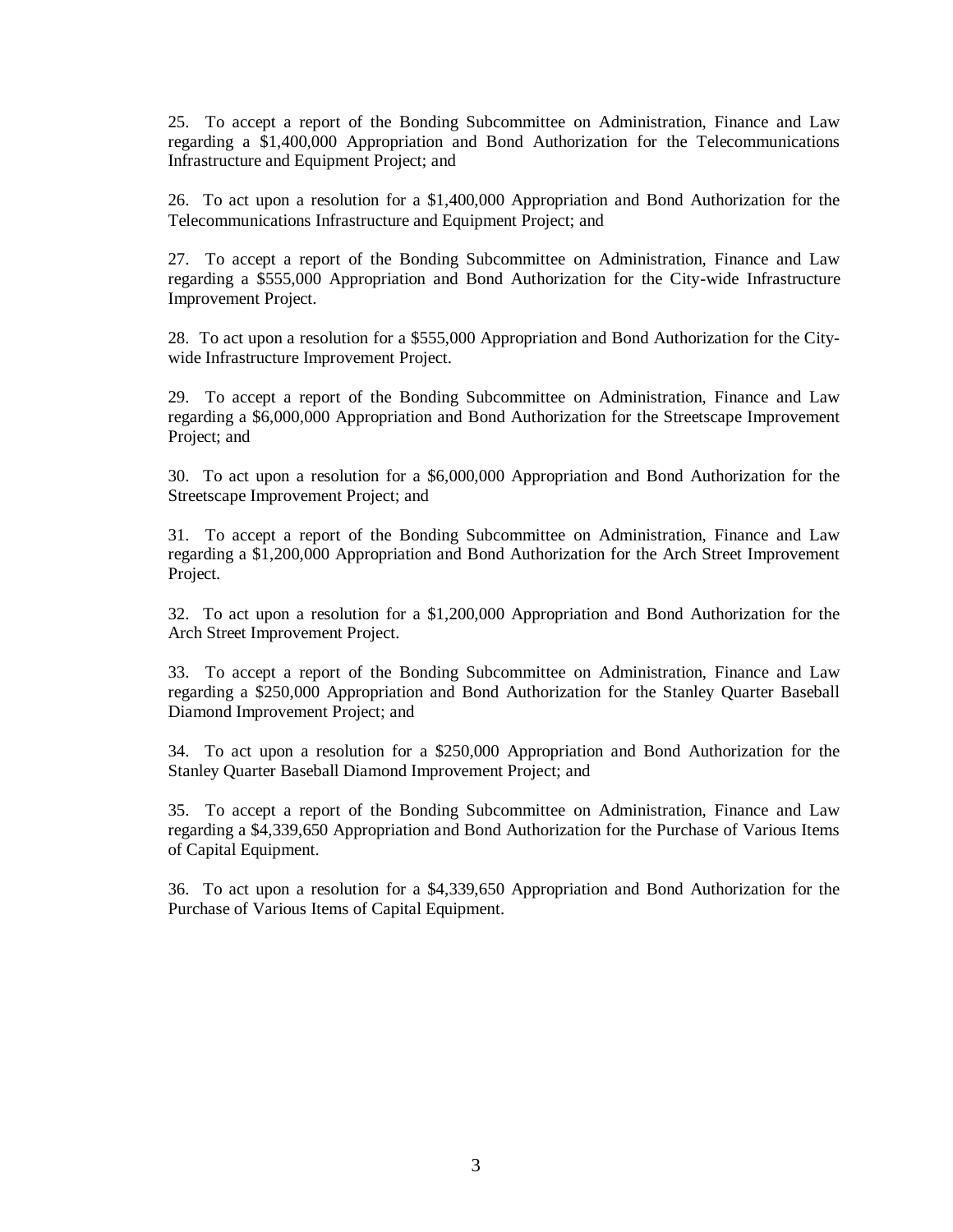25. To accept a report of the Bonding Subcommittee on Administration, Finance and Law regarding a $1,400,000 Appropriation and Bond Authorization for the Telecommunications Infrastructure and Equipment Project; and

26. To act upon a resolution for a $1,400,000 Appropriation and Bond Authorization for the Telecommunications Infrastructure and Equipment Project; and

27. To accept a report of the Bonding Subcommittee on Administration, Finance and Law regarding a $555,000 Appropriation and Bond Authorization for the City-wide Infrastructure Improvement Project.

28. To act upon a resolution for a $555,000 Appropriation and Bond Authorization for the City-wide Infrastructure Improvement Project.

29. To accept a report of the Bonding Subcommittee on Administration, Finance and Law regarding a $6,000,000 Appropriation and Bond Authorization for the Streetscape Improvement Project; and

30. To act upon a resolution for a $6,000,000 Appropriation and Bond Authorization for the Streetscape Improvement Project; and

31. To accept a report of the Bonding Subcommittee on Administration, Finance and Law regarding a $1,200,000 Appropriation and Bond Authorization for the Arch Street Improvement Project.

32. To act upon a resolution for a $1,200,000 Appropriation and Bond Authorization for the Arch Street Improvement Project.

33. To accept a report of the Bonding Subcommittee on Administration, Finance and Law regarding a $250,000 Appropriation and Bond Authorization for the Stanley Quarter Baseball Diamond Improvement Project; and

34. To act upon a resolution for a $250,000 Appropriation and Bond Authorization for the Stanley Quarter Baseball Diamond Improvement Project; and

35. To accept a report of the Bonding Subcommittee on Administration, Finance and Law regarding a $4,339,650 Appropriation and Bond Authorization for the Purchase of Various Items of Capital Equipment.

36. To act upon a resolution for a $4,339,650 Appropriation and Bond Authorization for the Purchase of Various Items of Capital Equipment.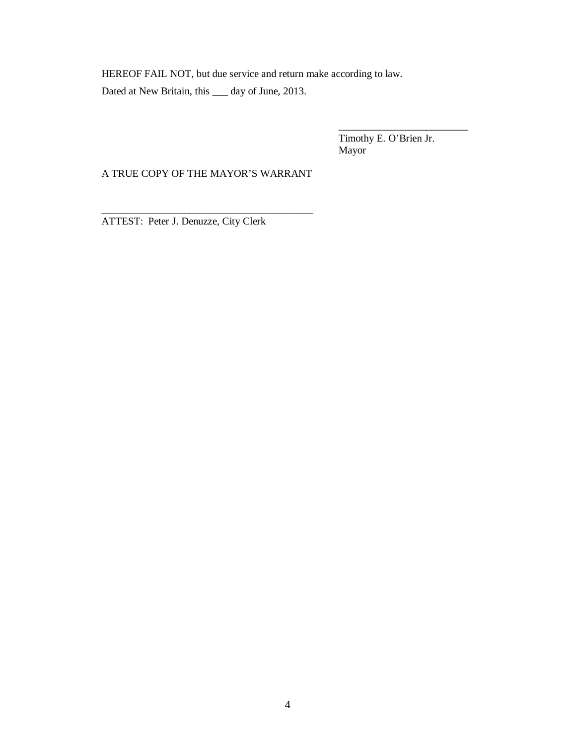HEREOF FAIL NOT, but due service and return make according to law.

Dated at New Britain, this ___ day of June, 2013.

_________________________
Timothy E. O'Brien Jr.
Mayor

A TRUE COPY OF THE MAYOR'S WARRANT

___________________________________________
ATTEST: Peter J. Denuzze, City Clerk